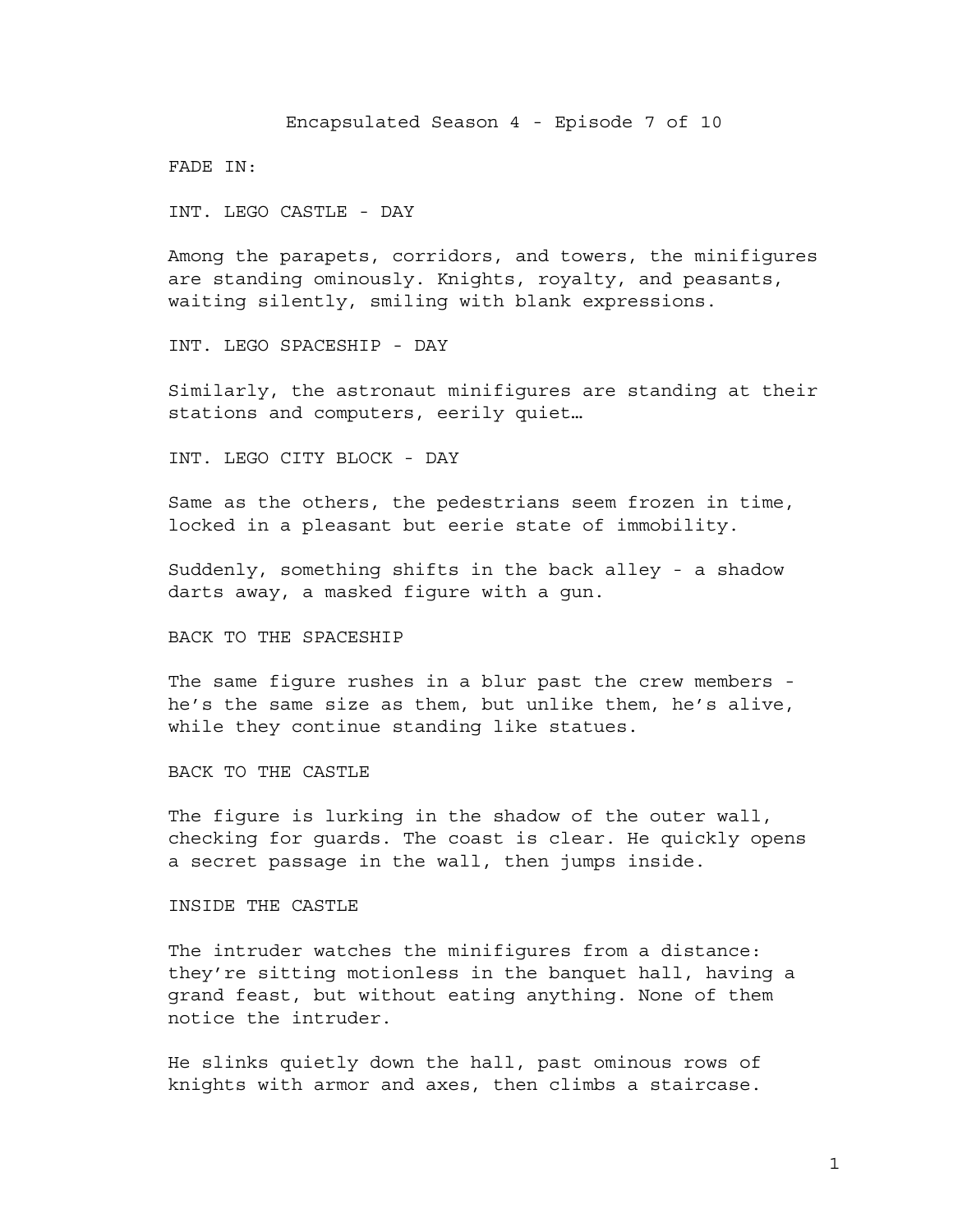# Encapsulated Season 4 - Episode 7 of 10

FADE IN:

INT. LEGO CASTLE - DAY

Among the parapets, corridors, and towers, the minifigures are standing ominously. Knights, royalty, and peasants, waiting silently, smiling with blank expressions.

INT. LEGO SPACESHIP - DAY

Similarly, the astronaut minifigures are standing at their stations and computers, eerily quiet…

INT. LEGO CITY BLOCK - DAY

Same as the others, the pedestrians seem frozen in time, locked in a pleasant but eerie state of immobility.

Suddenly, something shifts in the back alley - a shadow darts away, a masked figure with a gun.

BACK TO THE SPACESHIP

The same figure rushes in a blur past the crew members - he's the same size as them, but unlike them, he's alive, while they continue standing like statues.

BACK TO THE CASTLE

The figure is lurking in the shadow of the outer wall, checking for guards. The coast is clear. He quickly opens a secret passage in the wall, then jumps inside.

INSIDE THE CASTLE

The intruder watches the minifigures from a distance: they're sitting motionless in the banquet hall, having a grand feast, but without eating anything. None of them notice the intruder.

He slinks quietly down the hall, past ominous rows of knights with armor and axes, then climbs a staircase.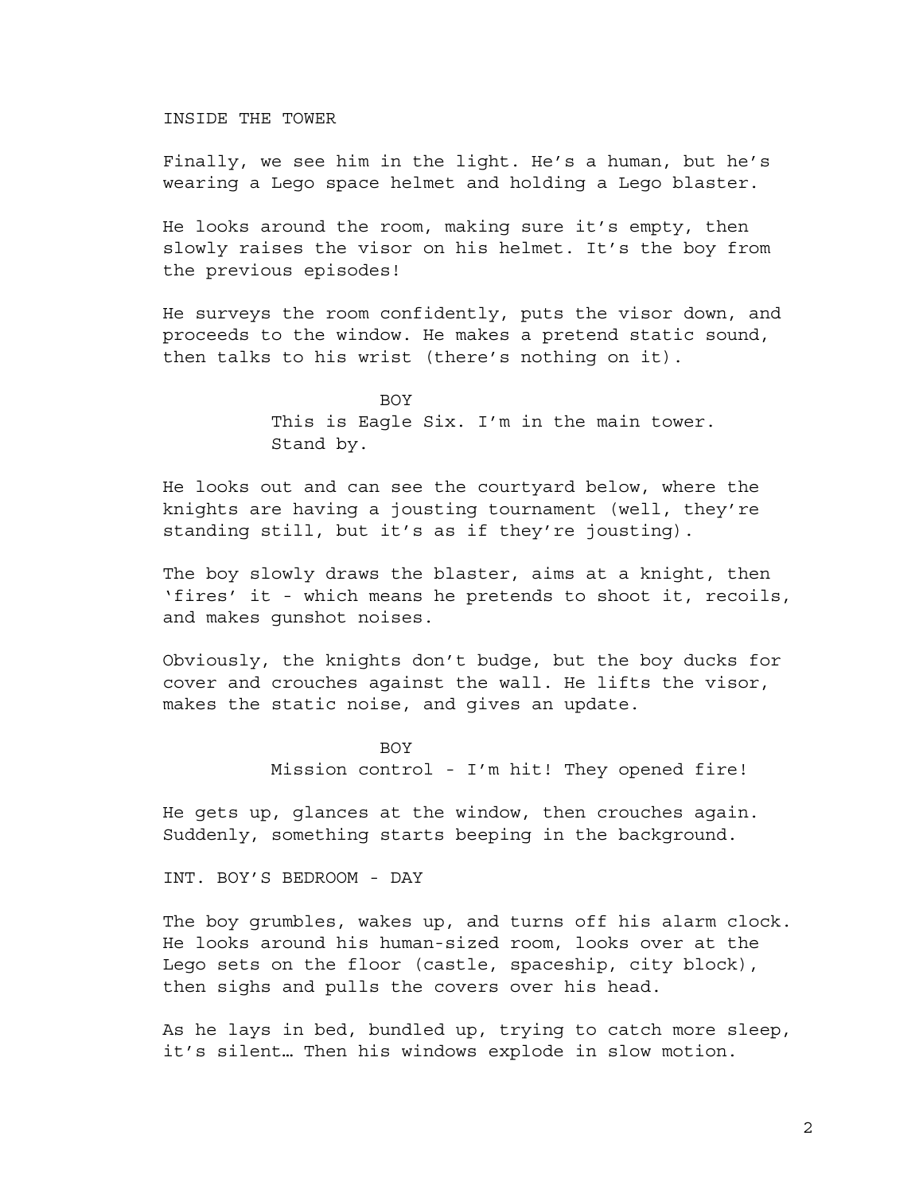INSIDE THE TOWER

Finally, we see him in the light. He's a human, but he's wearing a Lego space helmet and holding a Lego blaster.

He looks around the room, making sure it's empty, then slowly raises the visor on his helmet. It's the boy from the previous episodes!

He surveys the room confidently, puts the visor down, and proceeds to the window. He makes a pretend static sound, then talks to his wrist (there's nothing on it).

BOY

This is Eagle Six. I'm in the main tower. Stand by.

He looks out and can see the courtyard below, where the knights are having a jousting tournament (well, they're standing still, but it's as if they're jousting).

The boy slowly draws the blaster, aims at a knight, then 'fires' it - which means he pretends to shoot it, recoils, and makes gunshot noises.

Obviously, the knights don't budge, but the boy ducks for cover and crouches against the wall. He lifts the visor, makes the static noise, and gives an update.

BOY

Mission control - I'm hit! They opened fire!

He gets up, glances at the window, then crouches again. Suddenly, something starts beeping in the background.

INT. BOY'S BEDROOM - DAY

The boy grumbles, wakes up, and turns off his alarm clock. He looks around his human-sized room, looks over at the Lego sets on the floor (castle, spaceship, city block), then sighs and pulls the covers over his head.

As he lays in bed, bundled up, trying to catch more sleep, it's silent… Then his windows explode in slow motion.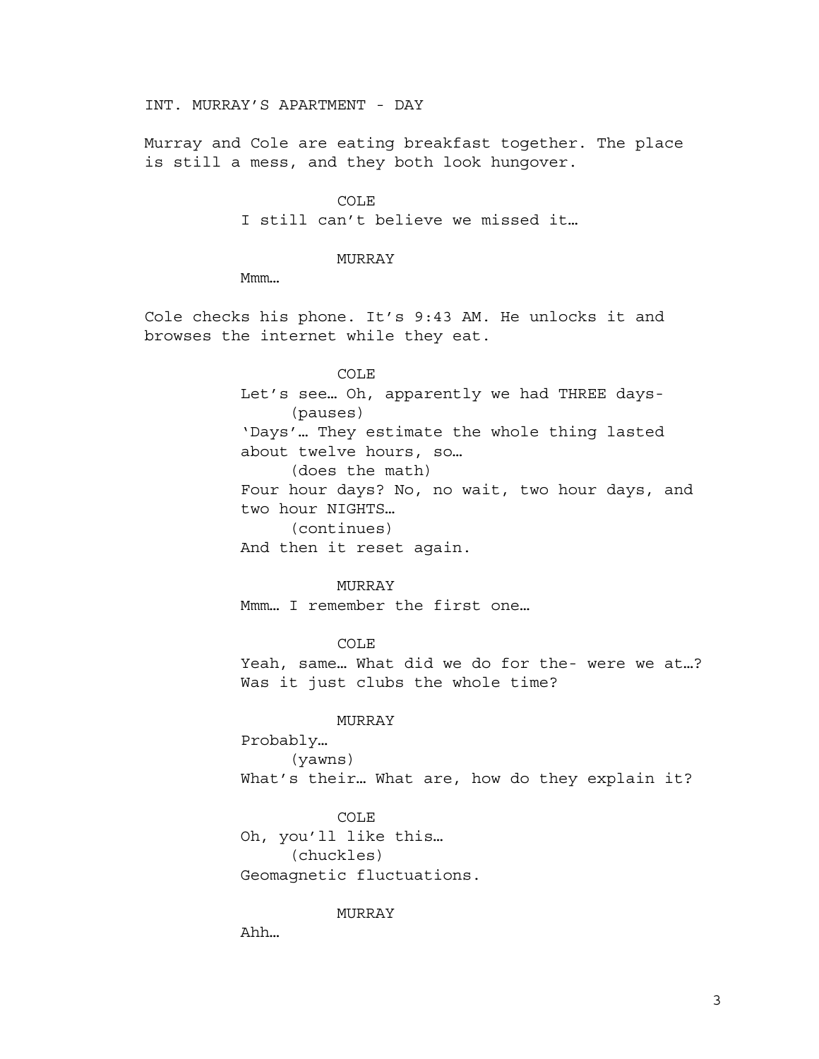INT. MURRAY'S APARTMENT - DAY

Murray and Cole are eating breakfast together. The place is still a mess, and they both look hungover.

COLE
I still can't believe we missed it…

MURRAY
Mmm…

Cole checks his phone. It's 9:43 AM. He unlocks it and browses the internet while they eat.

COLE
Let's see… Oh, apparently we had THREE days-
(pauses)
'Days'… They estimate the whole thing lasted about twelve hours, so…
(does the math)
Four hour days? No, no wait, two hour days, and two hour NIGHTS…
(continues)
And then it reset again.

MURRAY
Mmm… I remember the first one…

COLE
Yeah, same… What did we do for the- were we at…? Was it just clubs the whole time?

MURRAY
Probably…
(yawns)
What's their… What are, how do they explain it?

COLE
Oh, you'll like this…
(chuckles)
Geomagnetic fluctuations.

MURRAY
Ahh…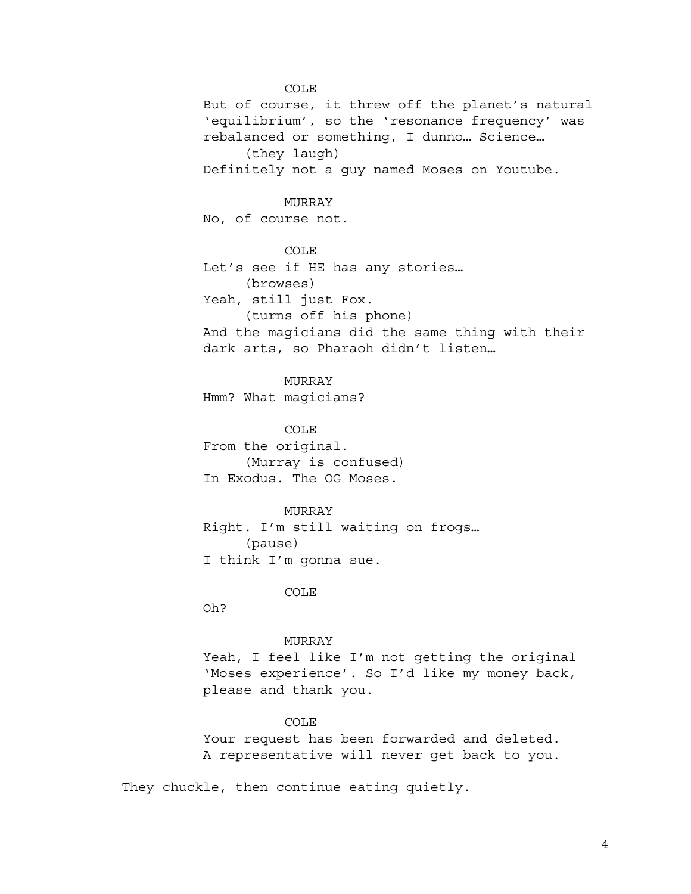COLE

But of course, it threw off the planet's natural 'equilibrium', so the 'resonance frequency' was rebalanced or something, I dunno… Science…

(they laugh)

Definitely not a guy named Moses on Youtube.

MURRAY

No, of course not.

COLE

Let's see if HE has any stories…

(browses)

Yeah, still just Fox.

(turns off his phone)

And the magicians did the same thing with their dark arts, so Pharaoh didn't listen…

MURRAY

Hmm? What magicians?

COLE

From the original.

(Murray is confused)

In Exodus. The OG Moses.

MURRAY

Right. I'm still waiting on frogs…

(pause)

I think I'm gonna sue.

COLE

Oh?

MURRAY

Yeah, I feel like I'm not getting the original 'Moses experience'. So I'd like my money back, please and thank you.

COLE

Your request has been forwarded and deleted. A representative will never get back to you.

They chuckle, then continue eating quietly.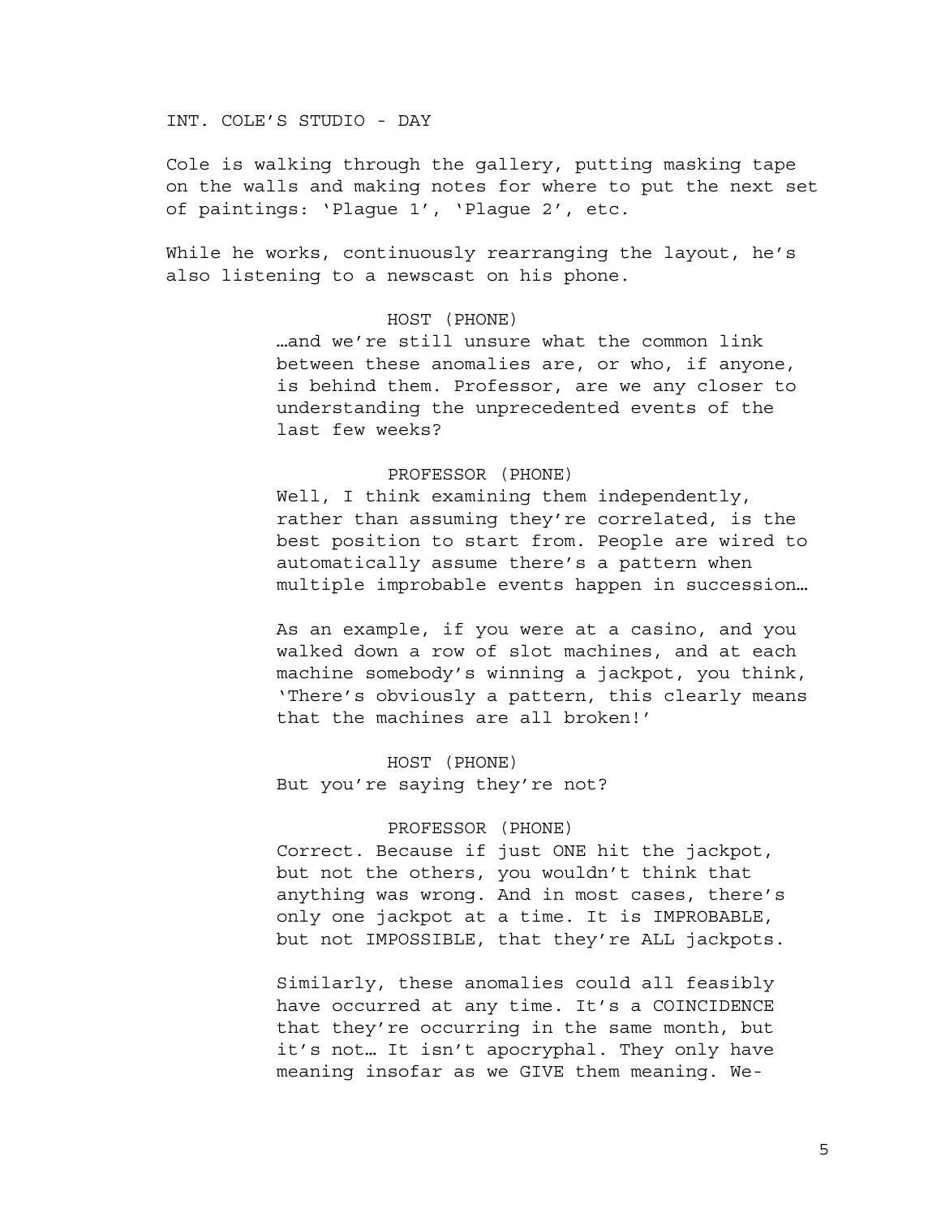INT. COLE'S STUDIO - DAY

Cole is walking through the gallery, putting masking tape on the walls and making notes for where to put the next set of paintings: 'Plague 1', 'Plague 2', etc.

While he works, continuously rearranging the layout, he's also listening to a newscast on his phone.

HOST (PHONE)
…and we're still unsure what the common link between these anomalies are, or who, if anyone, is behind them. Professor, are we any closer to understanding the unprecedented events of the last few weeks?

PROFESSOR (PHONE)
Well, I think examining them independently, rather than assuming they're correlated, is the best position to start from. People are wired to automatically assume there's a pattern when multiple improbable events happen in succession…

As an example, if you were at a casino, and you walked down a row of slot machines, and at each machine somebody's winning a jackpot, you think, 'There's obviously a pattern, this clearly means that the machines are all broken!'

HOST (PHONE)
But you're saying they're not?

PROFESSOR (PHONE)
Correct. Because if just ONE hit the jackpot, but not the others, you wouldn't think that anything was wrong. And in most cases, there's only one jackpot at a time. It is IMPROBABLE, but not IMPOSSIBLE, that they're ALL jackpots.

Similarly, these anomalies could all feasibly have occurred at any time. It's a COINCIDENCE that they're occurring in the same month, but it's not… It isn't apocryphal. They only have meaning insofar as we GIVE them meaning. We-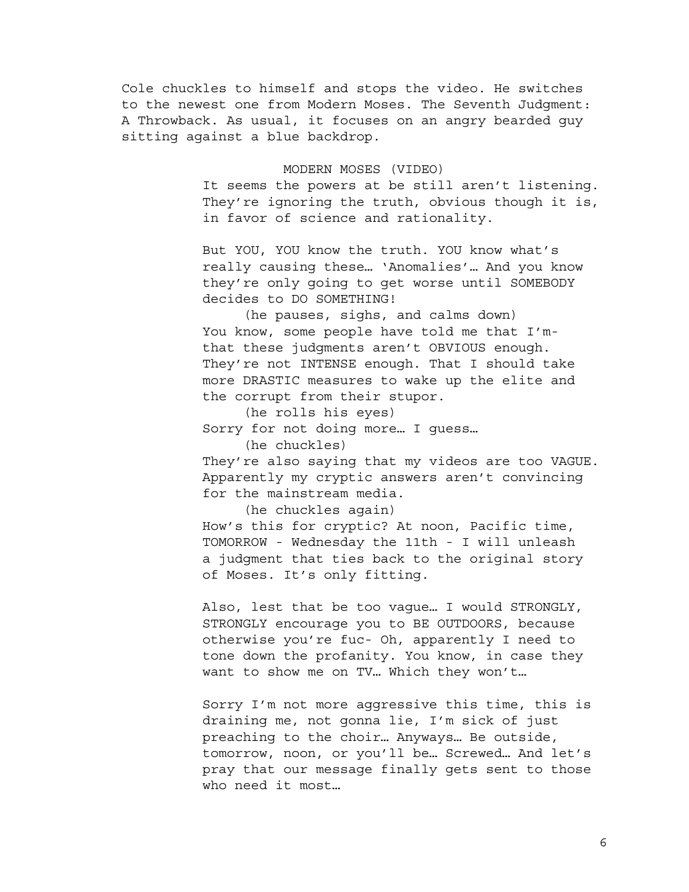Cole chuckles to himself and stops the video. He switches to the newest one from Modern Moses. The Seventh Judgment: A Throwback. As usual, it focuses on an angry bearded guy sitting against a blue backdrop.

MODERN MOSES (VIDEO)

It seems the powers at be still aren't listening. They're ignoring the truth, obvious though it is, in favor of science and rationality.

But YOU, YOU know the truth. YOU know what's really causing these… 'Anomalies'… And you know they're only going to get worse until SOMEBODY decides to DO SOMETHING!

(he pauses, sighs, and calms down)

You know, some people have told me that I'm- that these judgments aren't OBVIOUS enough. They're not INTENSE enough. That I should take more DRASTIC measures to wake up the elite and the corrupt from their stupor.

(he rolls his eyes)

Sorry for not doing more… I guess…

(he chuckles)

They're also saying that my videos are too VAGUE. Apparently my cryptic answers aren't convincing for the mainstream media.

(he chuckles again)

How's this for cryptic? At noon, Pacific time, TOMORROW - Wednesday the 11th - I will unleash a judgment that ties back to the original story of Moses. It's only fitting.

Also, lest that be too vague… I would STRONGLY, STRONGLY encourage you to BE OUTDOORS, because otherwise you're fuc- Oh, apparently I need to tone down the profanity. You know, in case they want to show me on TV… Which they won't…

Sorry I'm not more aggressive this time, this is draining me, not gonna lie, I'm sick of just preaching to the choir… Anyways… Be outside, tomorrow, noon, or you'll be… Screwed… And let's pray that our message finally gets sent to those who need it most…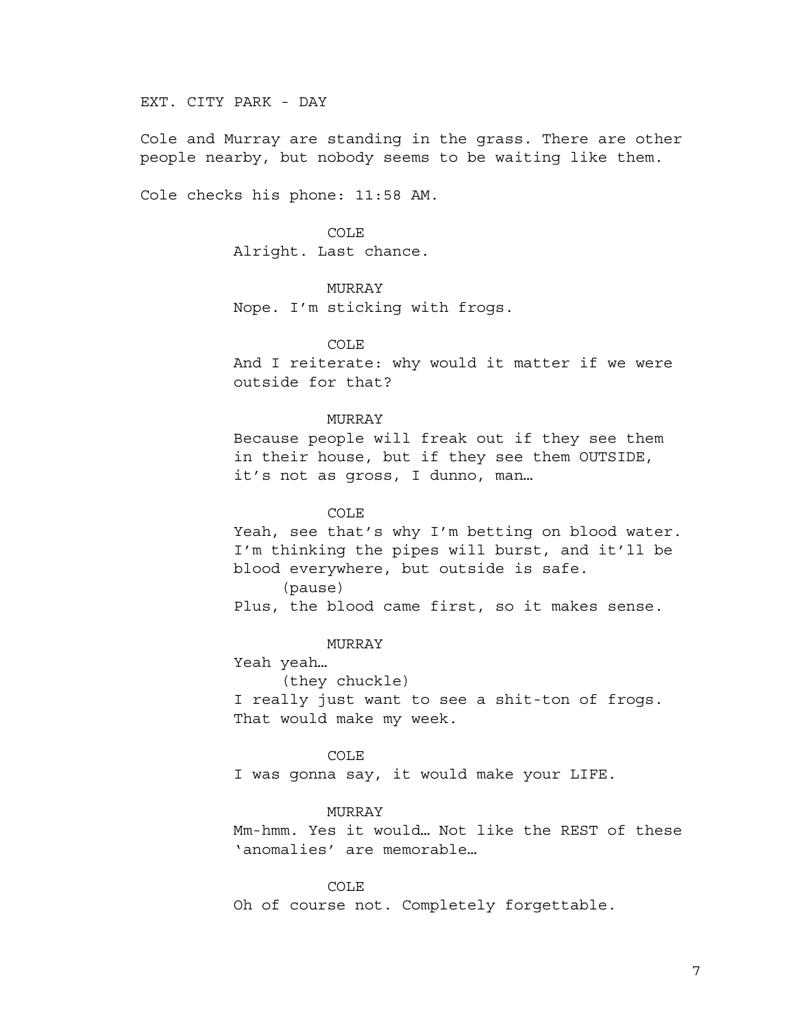EXT. CITY PARK - DAY

Cole and Murray are standing in the grass. There are other people nearby, but nobody seems to be waiting like them.

Cole checks his phone: 11:58 AM.

COLE
Alright. Last chance.

MURRAY
Nope. I'm sticking with frogs.

COLE
And I reiterate: why would it matter if we were outside for that?

MURRAY
Because people will freak out if they see them in their house, but if they see them OUTSIDE, it's not as gross, I dunno, man…

COLE
Yeah, see that's why I'm betting on blood water. I'm thinking the pipes will burst, and it'll be blood everywhere, but outside is safe.
(pause)
Plus, the blood came first, so it makes sense.

MURRAY
Yeah yeah…
(they chuckle)
I really just want to see a shit-ton of frogs. That would make my week.

COLE
I was gonna say, it would make your LIFE.

MURRAY
Mm-hmm. Yes it would… Not like the REST of these 'anomalies' are memorable…

COLE
Oh of course not. Completely forgettable.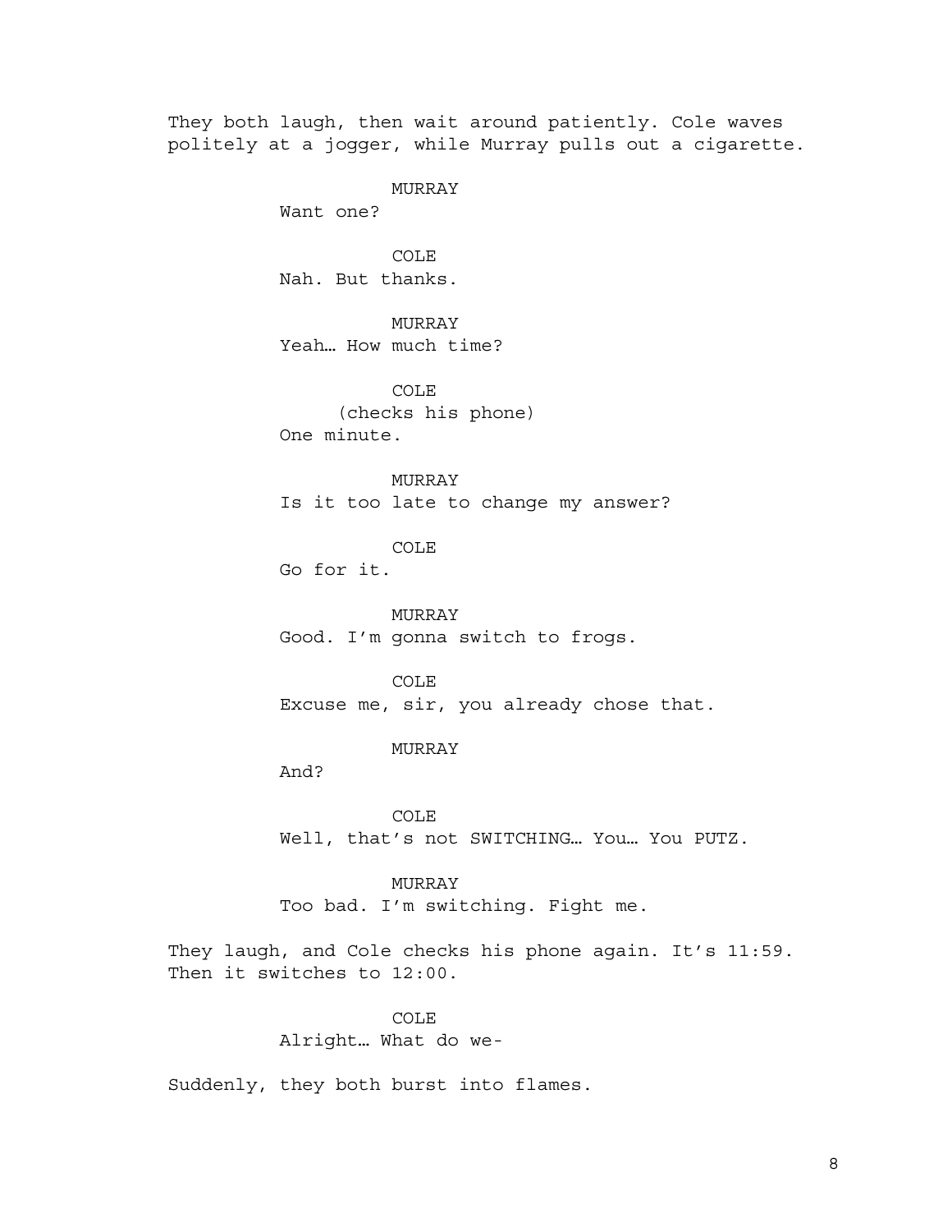They both laugh, then wait around patiently. Cole waves politely at a jogger, while Murray pulls out a cigarette.

MURRAY
Want one?

COLE
Nah. But thanks.

MURRAY
Yeah… How much time?

COLE
(checks his phone)
One minute.

MURRAY
Is it too late to change my answer?

COLE
Go for it.

MURRAY
Good. I'm gonna switch to frogs.

COLE
Excuse me, sir, you already chose that.

MURRAY
And?

COLE
Well, that's not SWITCHING… You… You PUTZ.

MURRAY
Too bad. I'm switching. Fight me.

They laugh, and Cole checks his phone again. It's 11:59. Then it switches to 12:00.

COLE
Alright… What do we-

Suddenly, they both burst into flames.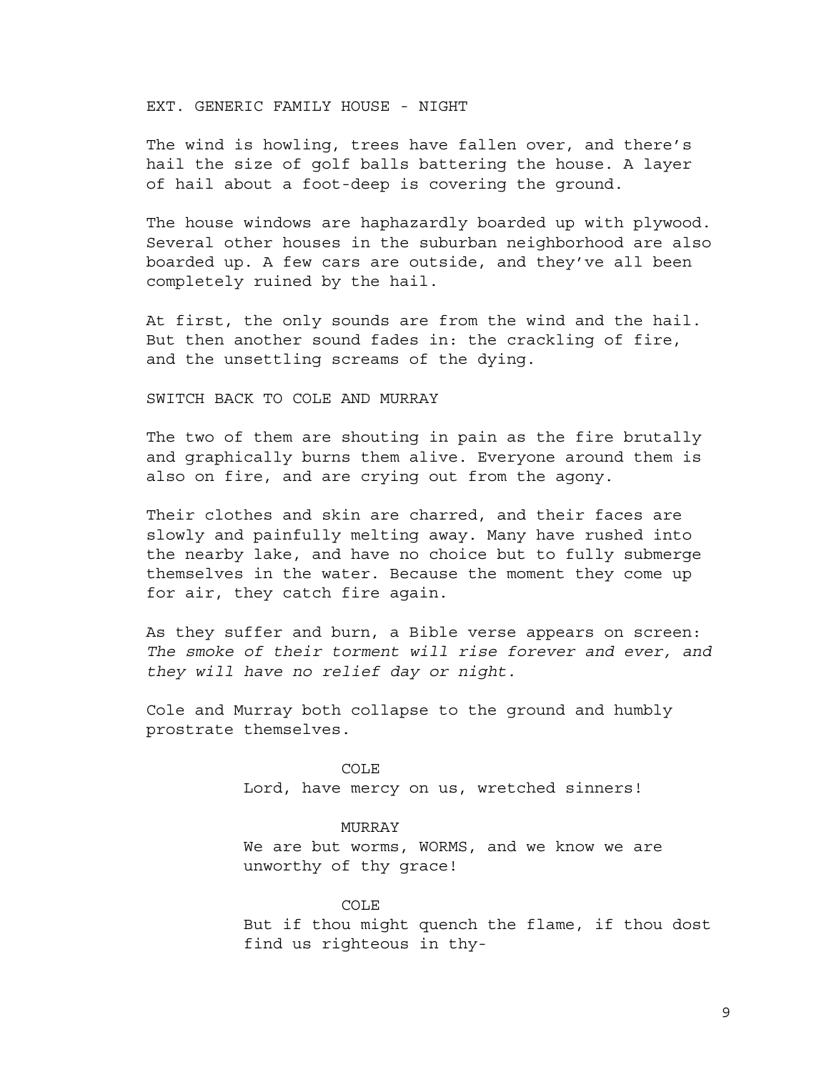EXT. GENERIC FAMILY HOUSE - NIGHT

The wind is howling, trees have fallen over, and there's hail the size of golf balls battering the house. A layer of hail about a foot-deep is covering the ground.

The house windows are haphazardly boarded up with plywood. Several other houses in the suburban neighborhood are also boarded up. A few cars are outside, and they've all been completely ruined by the hail.

At first, the only sounds are from the wind and the hail. But then another sound fades in: the crackling of fire, and the unsettling screams of the dying.

SWITCH BACK TO COLE AND MURRAY

The two of them are shouting in pain as the fire brutally and graphically burns them alive. Everyone around them is also on fire, and are crying out from the agony.

Their clothes and skin are charred, and their faces are slowly and painfully melting away. Many have rushed into the nearby lake, and have no choice but to fully submerge themselves in the water. Because the moment they come up for air, they catch fire again.

As they suffer and burn, a Bible verse appears on screen: *The smoke of their torment will rise forever and ever, and they will have no relief day or night.*

Cole and Murray both collapse to the ground and humbly prostrate themselves.

COLE
Lord, have mercy on us, wretched sinners!

MURRAY
We are but worms, WORMS, and we know we are unworthy of thy grace!

COLE
But if thou might quench the flame, if thou dost find us righteous in thy-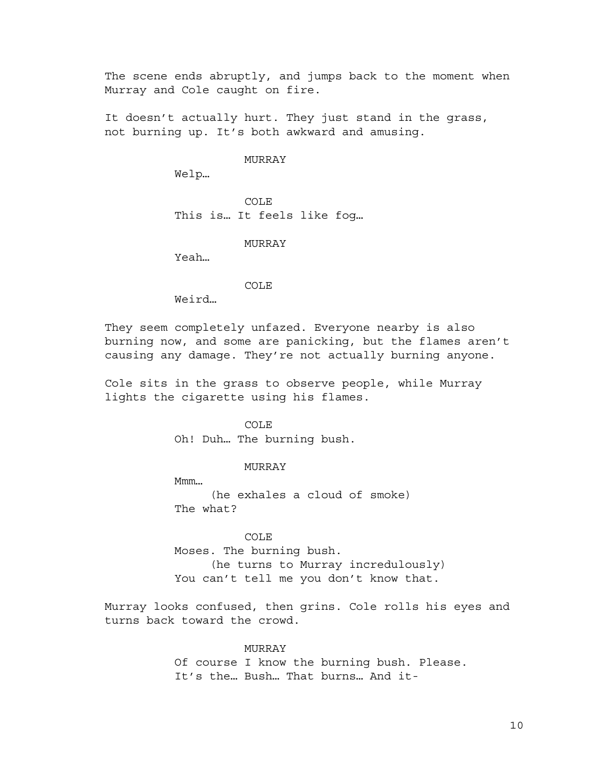The scene ends abruptly, and jumps back to the moment when Murray and Cole caught on fire.

It doesn't actually hurt. They just stand in the grass, not burning up. It's both awkward and amusing.

MURRAY

Welp…

COLE

This is… It feels like fog…

MURRAY

Yeah…

COLE

Weird…

They seem completely unfazed. Everyone nearby is also burning now, and some are panicking, but the flames aren't causing any damage. They're not actually burning anyone.

Cole sits in the grass to observe people, while Murray lights the cigarette using his flames.

COLE

Oh! Duh… The burning bush.

MURRAY

Mmm…

(he exhales a cloud of smoke)

The what?

COLE

Moses. The burning bush.

(he turns to Murray incredulously)

You can't tell me you don't know that.

Murray looks confused, then grins. Cole rolls his eyes and turns back toward the crowd.

MURRAY

Of course I know the burning bush. Please. It's the… Bush… That burns… And it-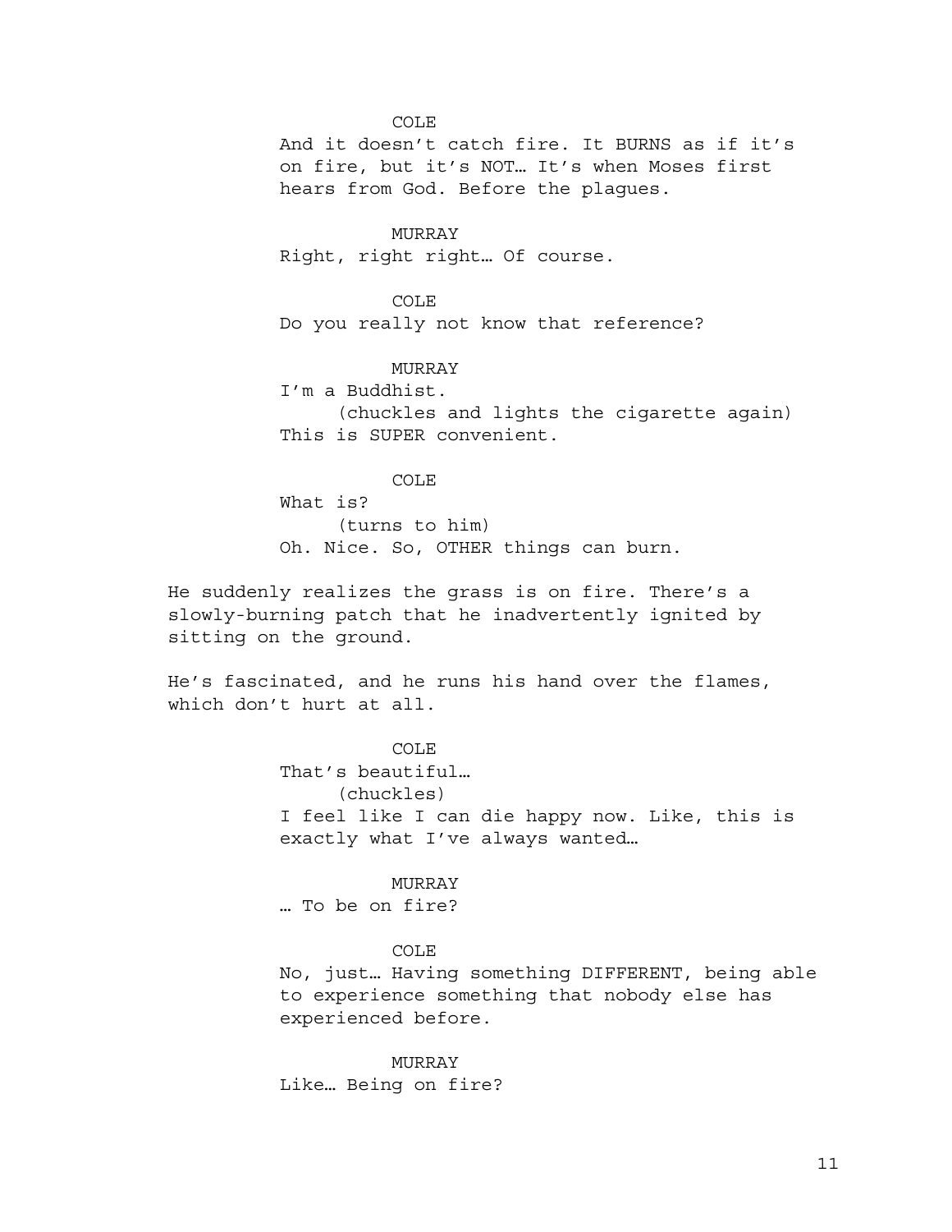COLE

And it doesn't catch fire. It BURNS as if it's on fire, but it's NOT… It's when Moses first hears from God. Before the plagues.

MURRAY

Right, right right… Of course.

COLE

Do you really not know that reference?

MURRAY

I'm a Buddhist.

(chuckles and lights the cigarette again)

This is SUPER convenient.

COLE

What is?

(turns to him)

Oh. Nice. So, OTHER things can burn.

He suddenly realizes the grass is on fire. There's a slowly-burning patch that he inadvertently ignited by sitting on the ground.

He's fascinated, and he runs his hand over the flames, which don't hurt at all.

COLE

That's beautiful…

(chuckles)

I feel like I can die happy now. Like, this is exactly what I've always wanted…

MURRAY

… To be on fire?

COLE

No, just… Having something DIFFERENT, being able to experience something that nobody else has experienced before.

MURRAY

Like… Being on fire?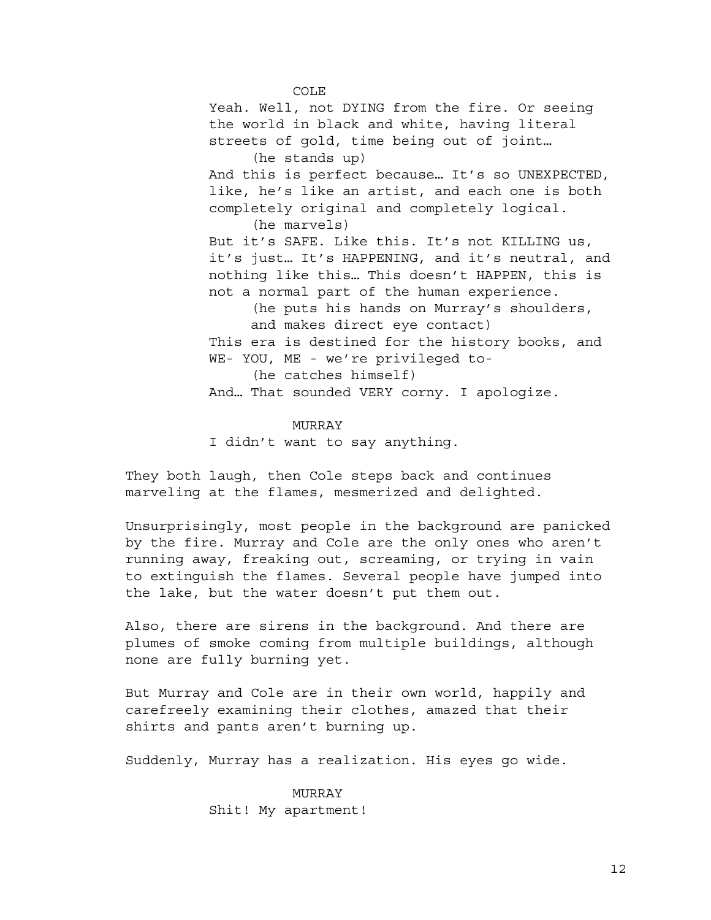COLE

Yeah. Well, not DYING from the fire. Or seeing the world in black and white, having literal streets of gold, time being out of joint…

(he stands up)

And this is perfect because… It's so UNEXPECTED, like, he's like an artist, and each one is both completely original and completely logical.

(he marvels)

But it's SAFE. Like this. It's not KILLING us, it's just… It's HAPPENING, and it's neutral, and nothing like this… This doesn't HAPPEN, this is not a normal part of the human experience.

(he puts his hands on Murray's shoulders, and makes direct eye contact)

This era is destined for the history books, and WE- YOU, ME - we're privileged to-

(he catches himself)

And… That sounded VERY corny. I apologize.

MURRAY

I didn't want to say anything.

They both laugh, then Cole steps back and continues marveling at the flames, mesmerized and delighted.

Unsurprisingly, most people in the background are panicked by the fire. Murray and Cole are the only ones who aren't running away, freaking out, screaming, or trying in vain to extinguish the flames. Several people have jumped into the lake, but the water doesn't put them out.

Also, there are sirens in the background. And there are plumes of smoke coming from multiple buildings, although none are fully burning yet.

But Murray and Cole are in their own world, happily and carefreely examining their clothes, amazed that their shirts and pants aren't burning up.

Suddenly, Murray has a realization. His eyes go wide.

MURRAY

Shit! My apartment!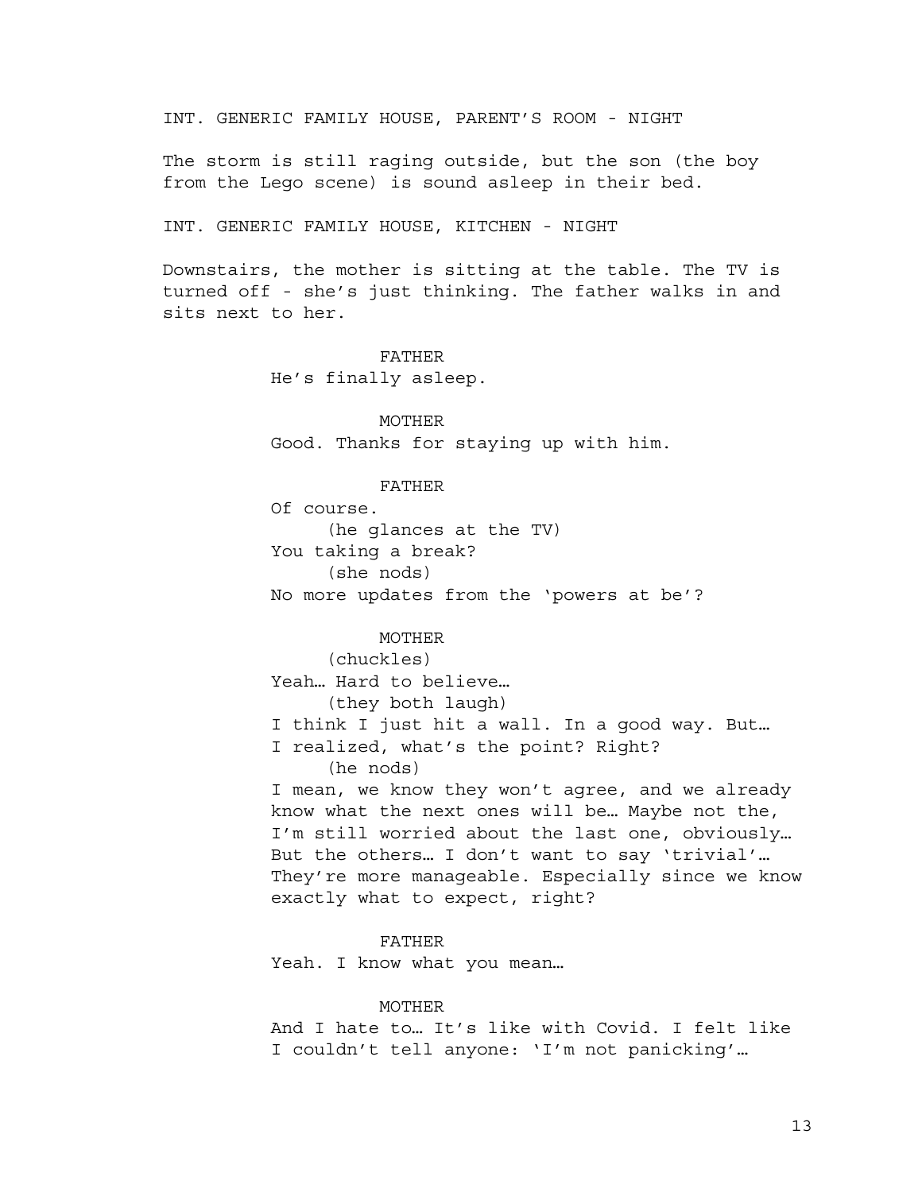INT. GENERIC FAMILY HOUSE, PARENT'S ROOM - NIGHT

The storm is still raging outside, but the son (the boy from the Lego scene) is sound asleep in their bed.

INT. GENERIC FAMILY HOUSE, KITCHEN - NIGHT

Downstairs, the mother is sitting at the table. The TV is turned off - she's just thinking. The father walks in and sits next to her.

FATHER
He's finally asleep.

MOTHER
Good. Thanks for staying up with him.

FATHER
Of course.
(he glances at the TV)
You taking a break?
(she nods)
No more updates from the 'powers at be'?

MOTHER
(chuckles)
Yeah… Hard to believe…
(they both laugh)
I think I just hit a wall. In a good way. But… I realized, what's the point? Right?
(he nods)
I mean, we know they won't agree, and we already know what the next ones will be… Maybe not the, I'm still worried about the last one, obviously… But the others… I don't want to say 'trivial'… They're more manageable. Especially since we know exactly what to expect, right?

FATHER
Yeah. I know what you mean…

MOTHER
And I hate to… It's like with Covid. I felt like I couldn't tell anyone: 'I'm not panicking'…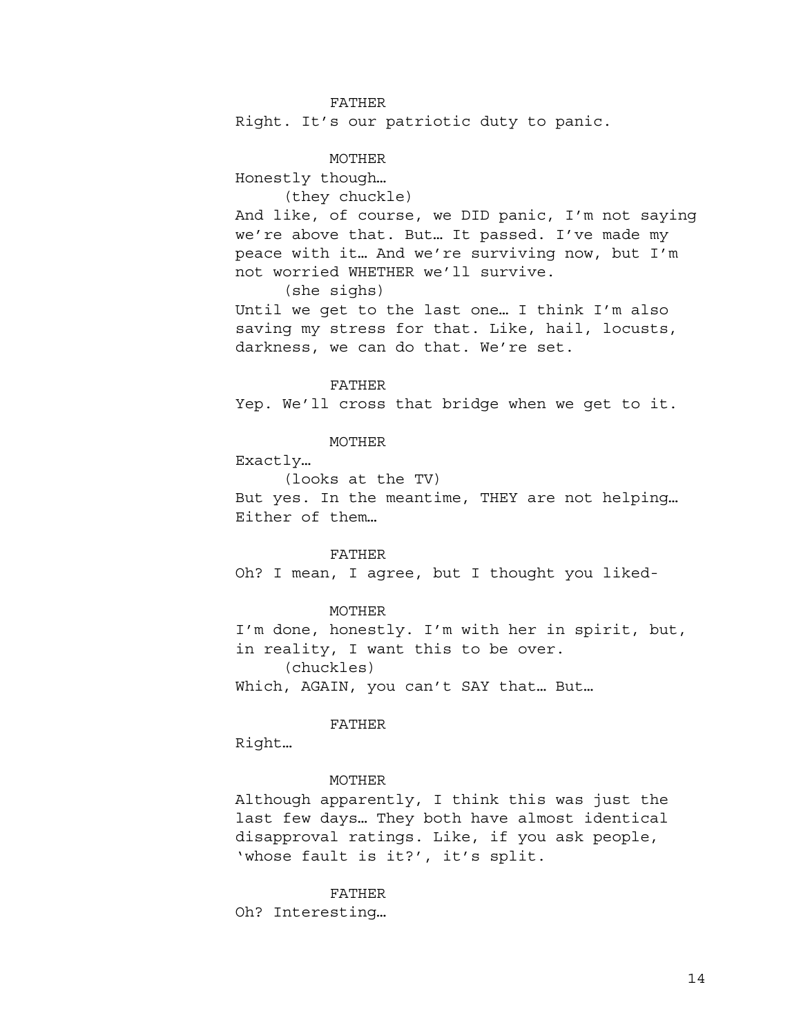FATHER

Right. It's our patriotic duty to panic.

MOTHER

Honestly though…

(they chuckle)

And like, of course, we DID panic, I'm not saying we're above that. But… It passed. I've made my peace with it… And we're surviving now, but I'm not worried WHETHER we'll survive.

(she sighs)

Until we get to the last one… I think I'm also saving my stress for that. Like, hail, locusts, darkness, we can do that. We're set.

FATHER

Yep. We'll cross that bridge when we get to it.

MOTHER

Exactly…

(looks at the TV)

But yes. In the meantime, THEY are not helping… Either of them…

FATHER

Oh? I mean, I agree, but I thought you liked-

MOTHER

I'm done, honestly. I'm with her in spirit, but, in reality, I want this to be over.

(chuckles)

Which, AGAIN, you can't SAY that… But…

FATHER

Right…

MOTHER

Although apparently, I think this was just the last few days… They both have almost identical disapproval ratings. Like, if you ask people, 'whose fault is it?', it's split.

FATHER

Oh? Interesting…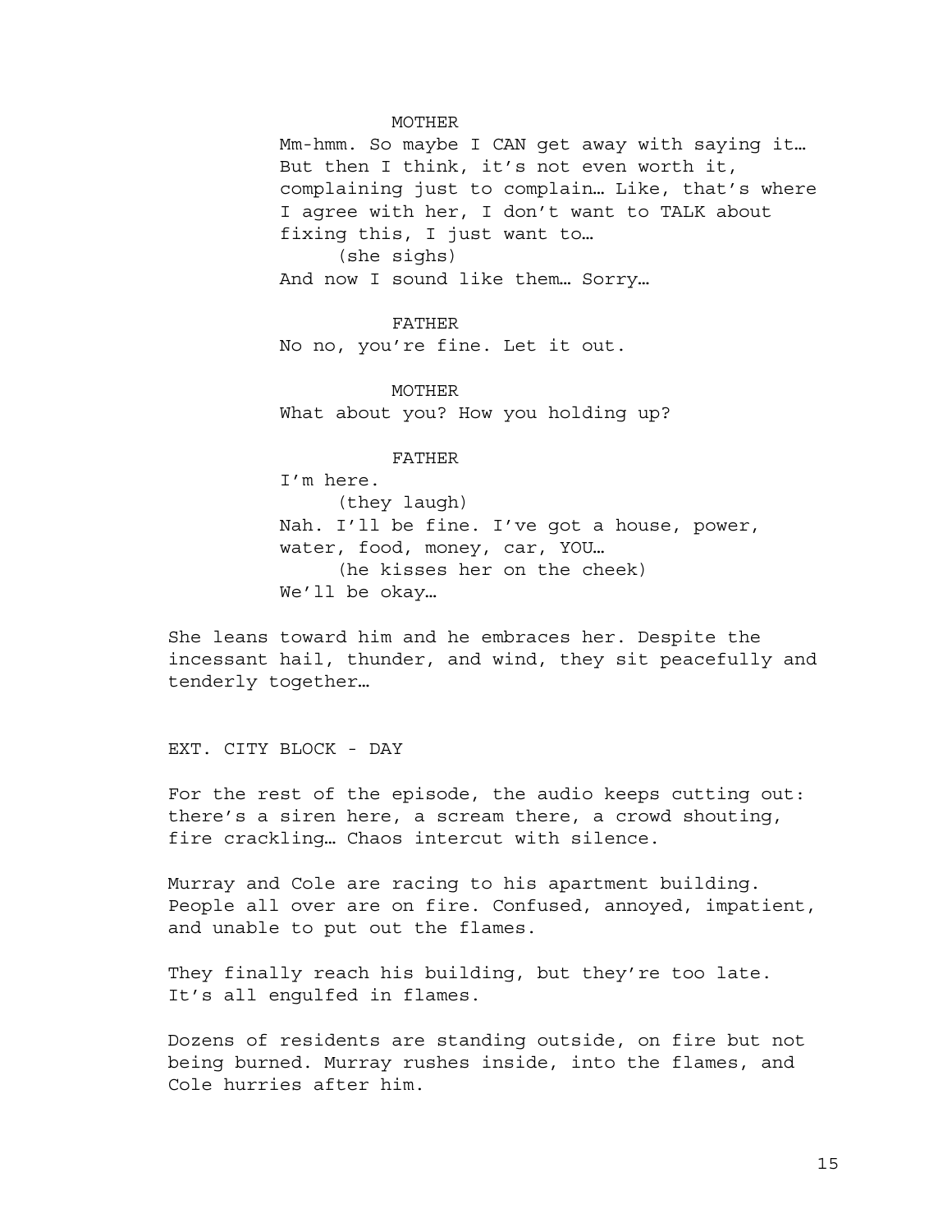MOTHER

Mm-hmm. So maybe I CAN get away with saying it… But then I think, it's not even worth it, complaining just to complain… Like, that's where I agree with her, I don't want to TALK about fixing this, I just want to…

(she sighs)

And now I sound like them… Sorry…

FATHER

No no, you're fine. Let it out.

MOTHER

What about you? How you holding up?

FATHER

I'm here.

(they laugh)

Nah. I'll be fine. I've got a house, power, water, food, money, car, YOU…

(he kisses her on the cheek)

We'll be okay…

She leans toward him and he embraces her. Despite the incessant hail, thunder, and wind, they sit peacefully and tenderly together…

EXT. CITY BLOCK - DAY

For the rest of the episode, the audio keeps cutting out: there's a siren here, a scream there, a crowd shouting, fire crackling… Chaos intercut with silence.

Murray and Cole are racing to his apartment building. People all over are on fire. Confused, annoyed, impatient, and unable to put out the flames.

They finally reach his building, but they're too late. It's all engulfed in flames.

Dozens of residents are standing outside, on fire but not being burned. Murray rushes inside, into the flames, and Cole hurries after him.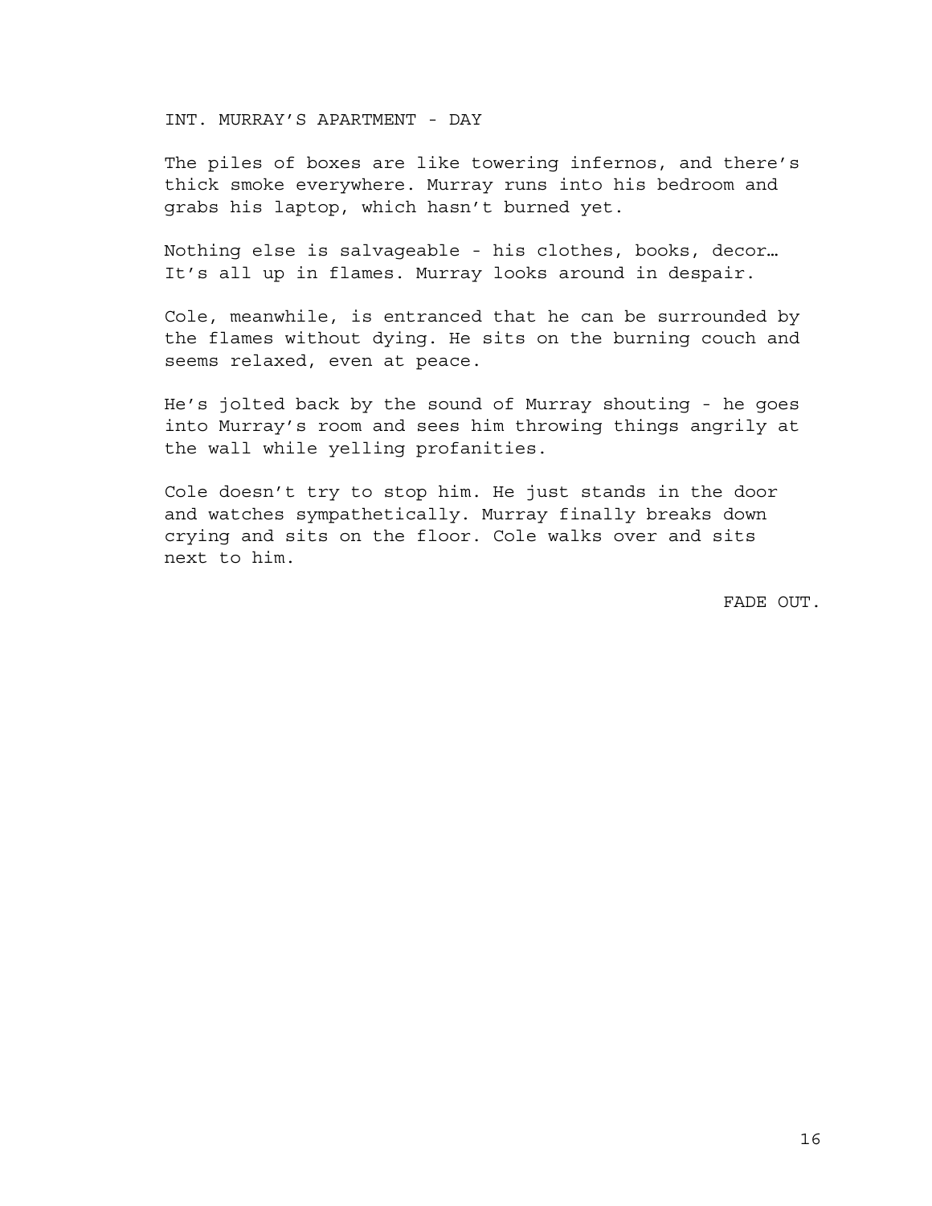INT. MURRAY’S APARTMENT - DAY

The piles of boxes are like towering infernos, and there’s thick smoke everywhere. Murray runs into his bedroom and grabs his laptop, which hasn’t burned yet.

Nothing else is salvageable - his clothes, books, decor… It’s all up in flames. Murray looks around in despair.

Cole, meanwhile, is entranced that he can be surrounded by the flames without dying. He sits on the burning couch and seems relaxed, even at peace.

He’s jolted back by the sound of Murray shouting - he goes into Murray’s room and sees him throwing things angrily at the wall while yelling profanities.

Cole doesn’t try to stop him. He just stands in the door and watches sympathetically. Murray finally breaks down crying and sits on the floor. Cole walks over and sits next to him.

FADE OUT.